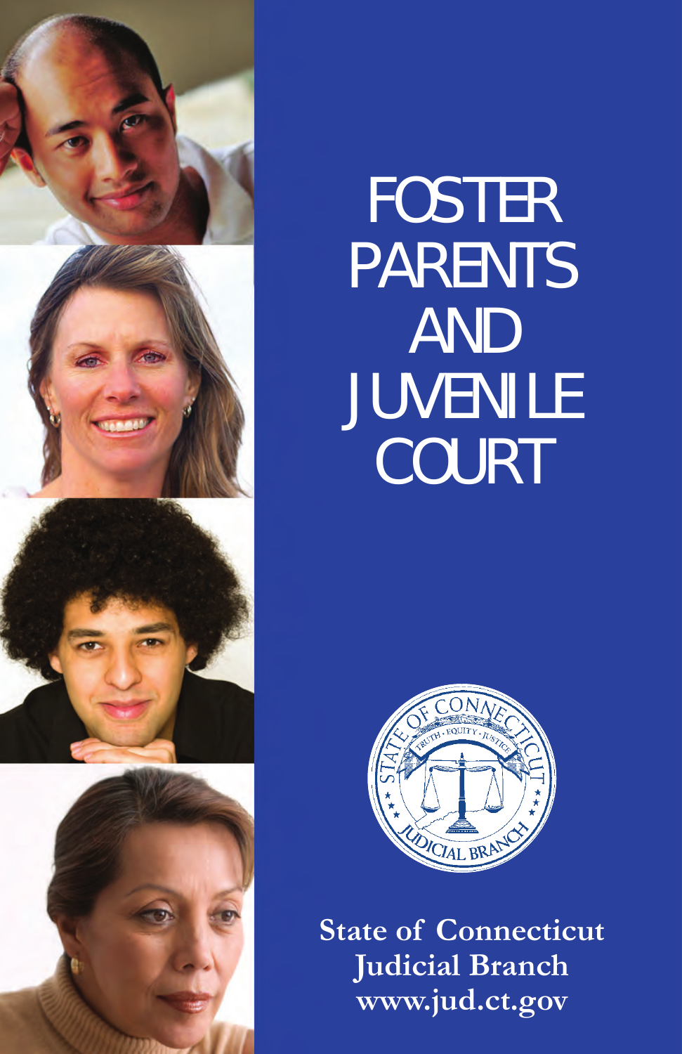# FOSTER PARENTS AND JUVENILE COURT

STATE OF CONNECTICUT
TRUTH · EQUITY · JUSTICE
JUDICIAL BRANCH

**State of Connecticut**
**Judicial Branch**
**www.jud.ct.gov**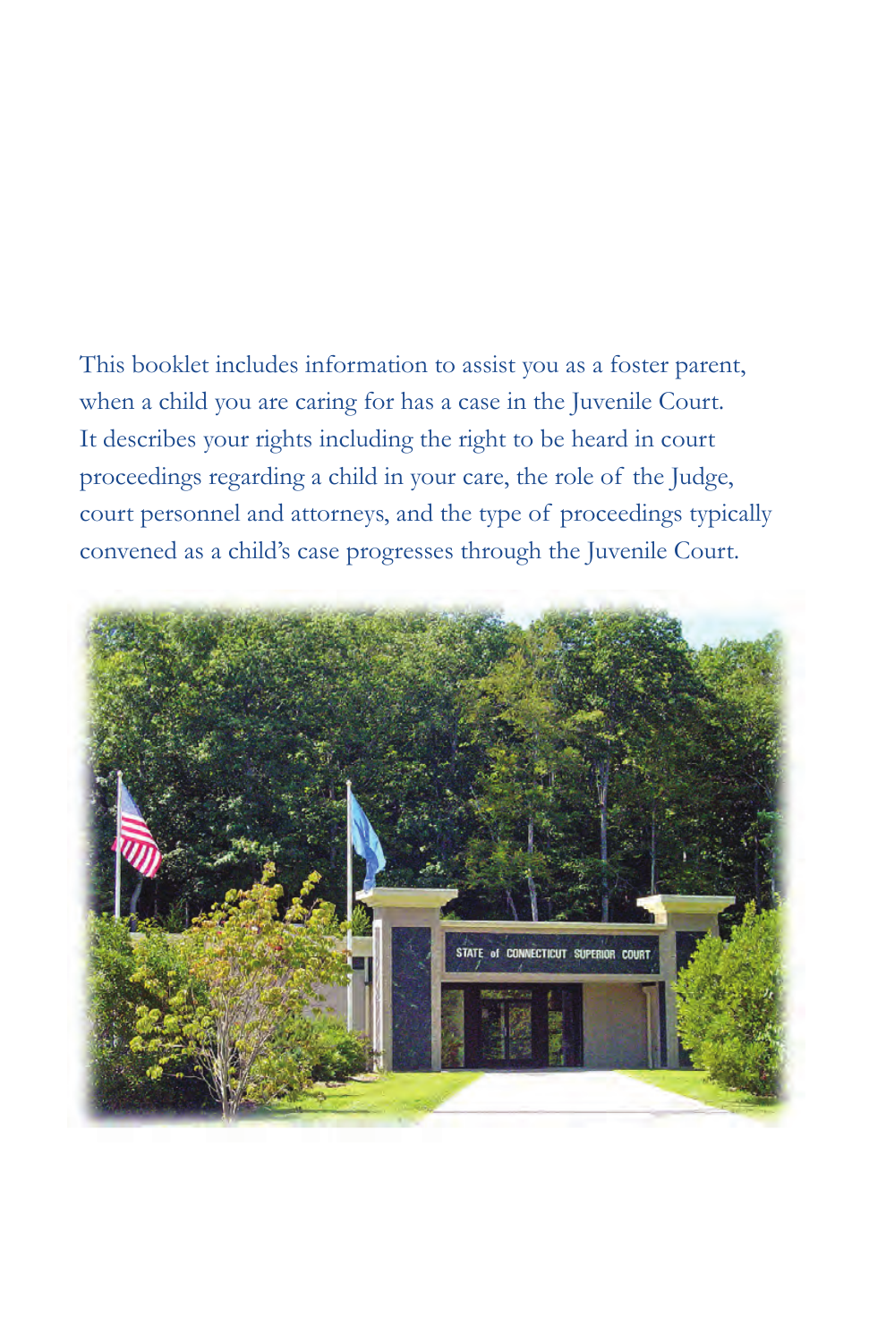This booklet includes information to assist you as a foster parent, when a child you are caring for has a case in the Juvenile Court. It describes your rights including the right to be heard in court proceedings regarding a child in your care, the role of the Judge, court personnel and attorneys, and the type of proceedings typically convened as a child's case progresses through the Juvenile Court.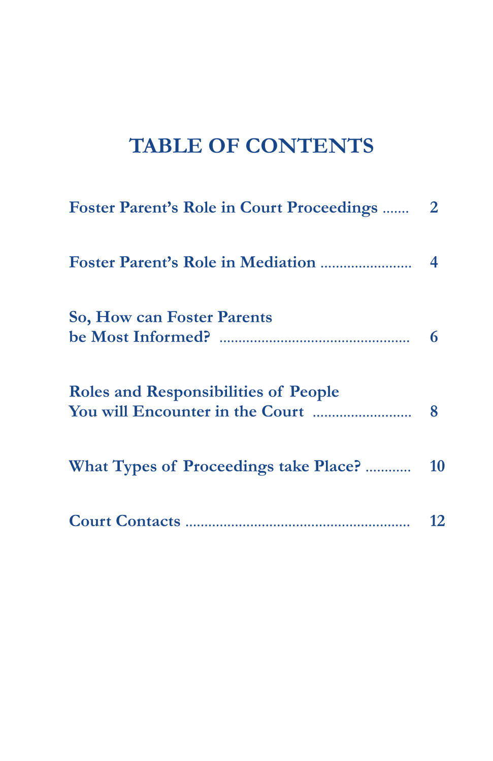# TABLE OF CONTENTS

| | |
|---|---|
| **Foster Parent's Role in Court Proceedings** | **2** |
| **Foster Parent's Role in Mediation** | **4** |
| **So, How can Foster Parents be Most Informed?** | **6** |
| **Roles and Responsibilities of People You will Encounter in the Court** | **8** |
| **What Types of Proceedings take Place?** | **10** |
| **Court Contacts** | **12** |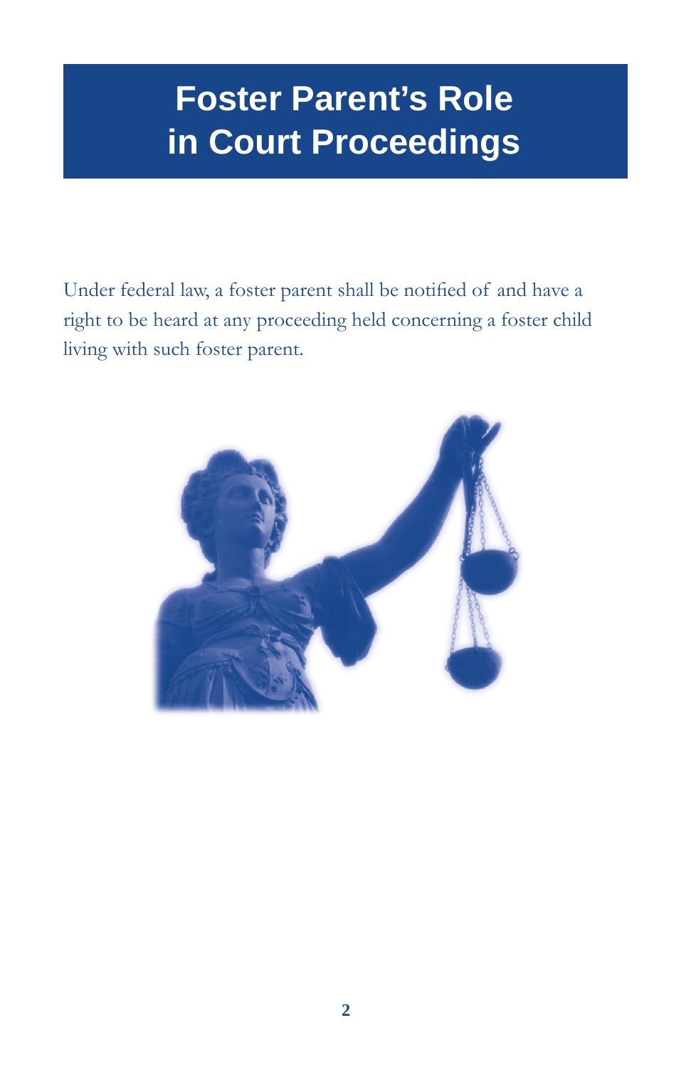# Foster Parent's Role in Court Proceedings

Under federal law, a foster parent shall be notified of and have a right to be heard at any proceeding held concerning a foster child living with such foster parent.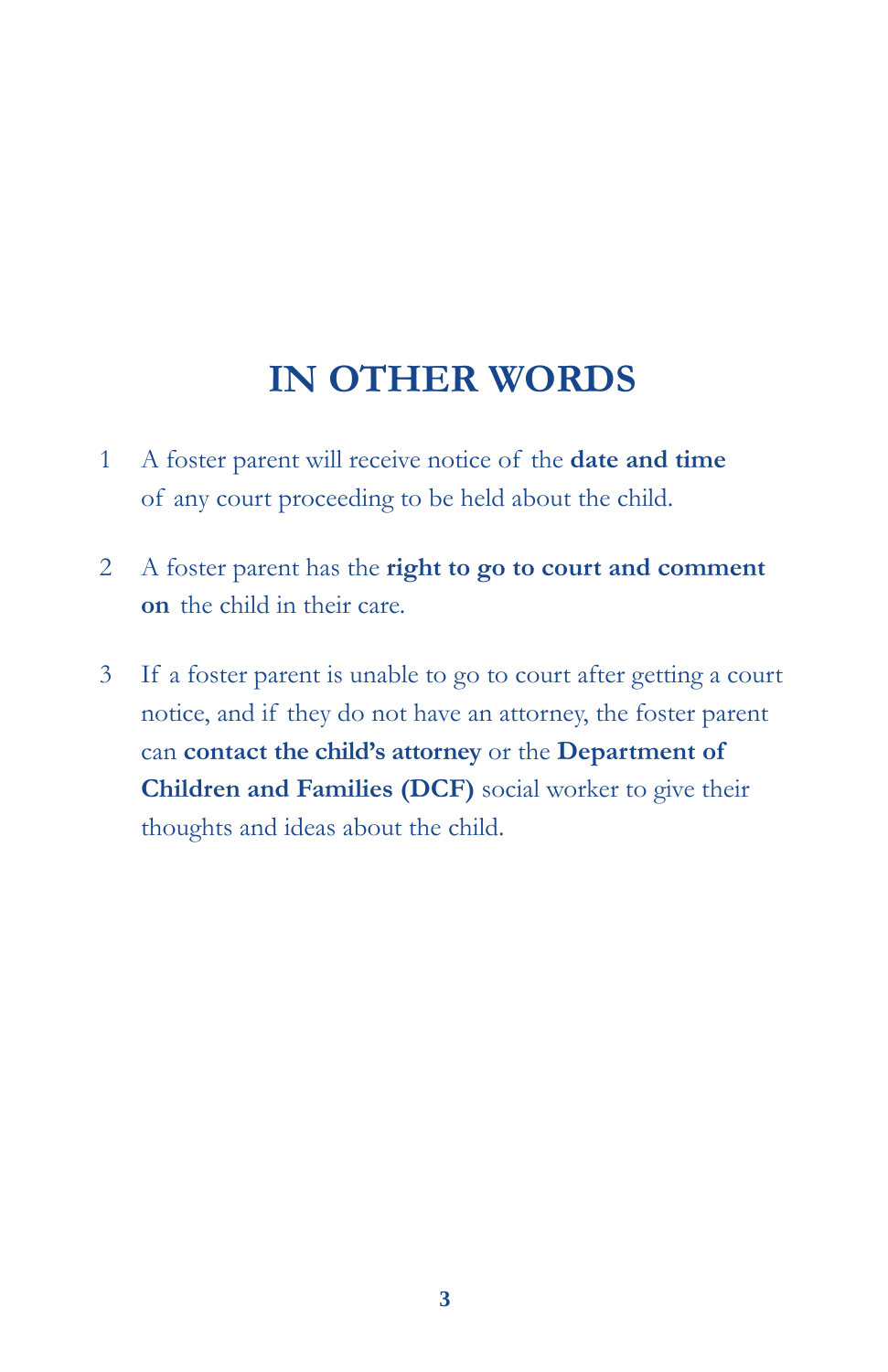# IN OTHER WORDS

1. A foster parent will receive notice of the **date and time** of any court proceeding to be held about the child.

2. A foster parent has the **right to go to court and comment on** the child in their care.

3. If a foster parent is unable to go to court after getting a court notice, and if they do not have an attorney, the foster parent can **contact the child's attorney** or the **Department of Children and Families (DCF)** social worker to give their thoughts and ideas about the child.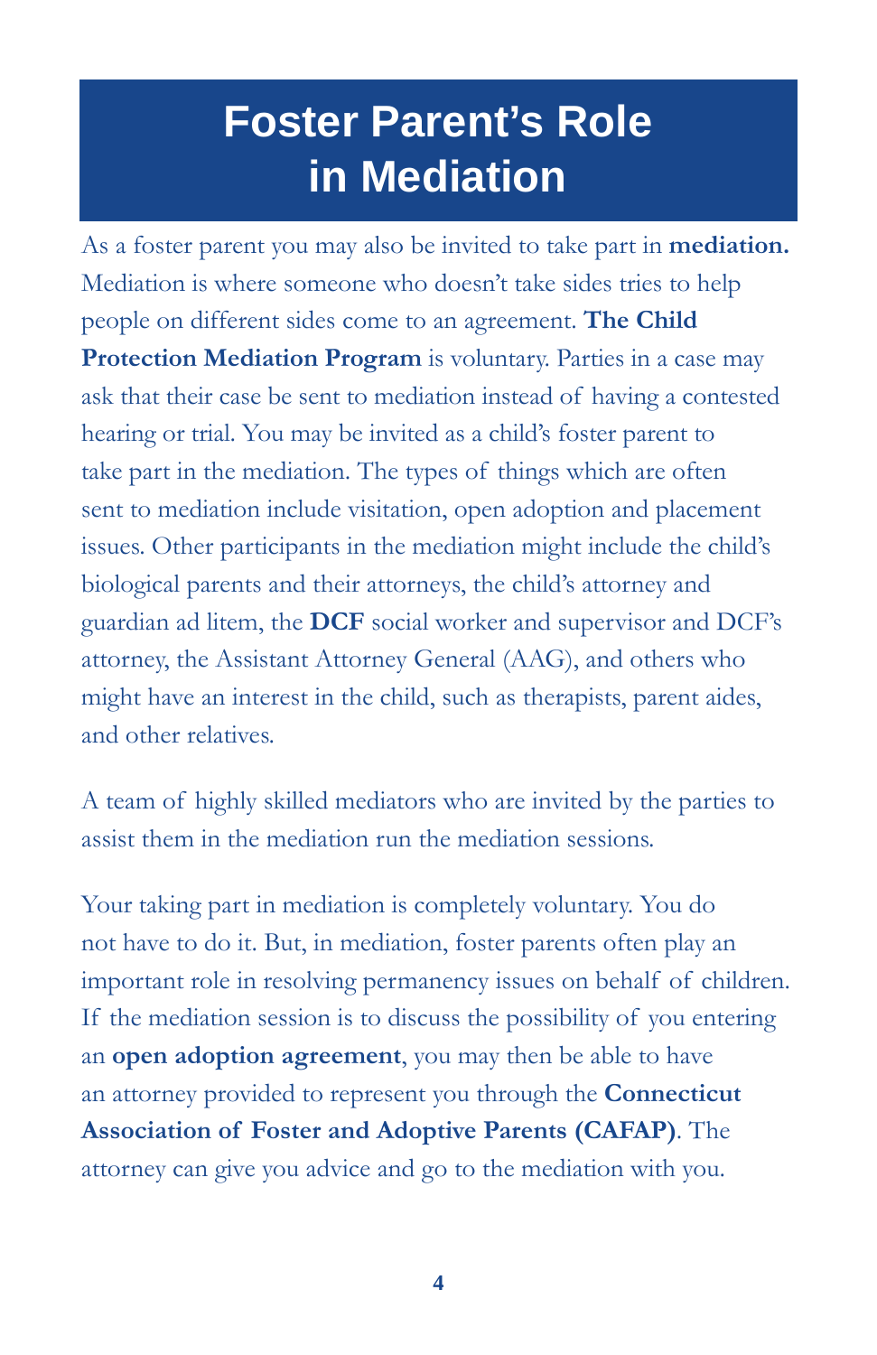# Foster Parent's Role in Mediation

As a foster parent you may also be invited to take part in **mediation.** Mediation is where someone who doesn't take sides tries to help people on different sides come to an agreement. **The Child Protection Mediation Program** is voluntary. Parties in a case may ask that their case be sent to mediation instead of having a contested hearing or trial. You may be invited as a child's foster parent to take part in the mediation. The types of things which are often sent to mediation include visitation, open adoption and placement issues. Other participants in the mediation might include the child's biological parents and their attorneys, the child's attorney and guardian ad litem, the **DCF** social worker and supervisor and DCF's attorney, the Assistant Attorney General (AAG), and others who might have an interest in the child, such as therapists, parent aides, and other relatives.

A team of highly skilled mediators who are invited by the parties to assist them in the mediation run the mediation sessions.

Your taking part in mediation is completely voluntary. You do not have to do it. But, in mediation, foster parents often play an important role in resolving permanency issues on behalf of children. If the mediation session is to discuss the possibility of you entering an **open adoption agreement**, you may then be able to have an attorney provided to represent you through the **Connecticut Association of Foster and Adoptive Parents (CAFAP)**. The attorney can give you advice and go to the mediation with you.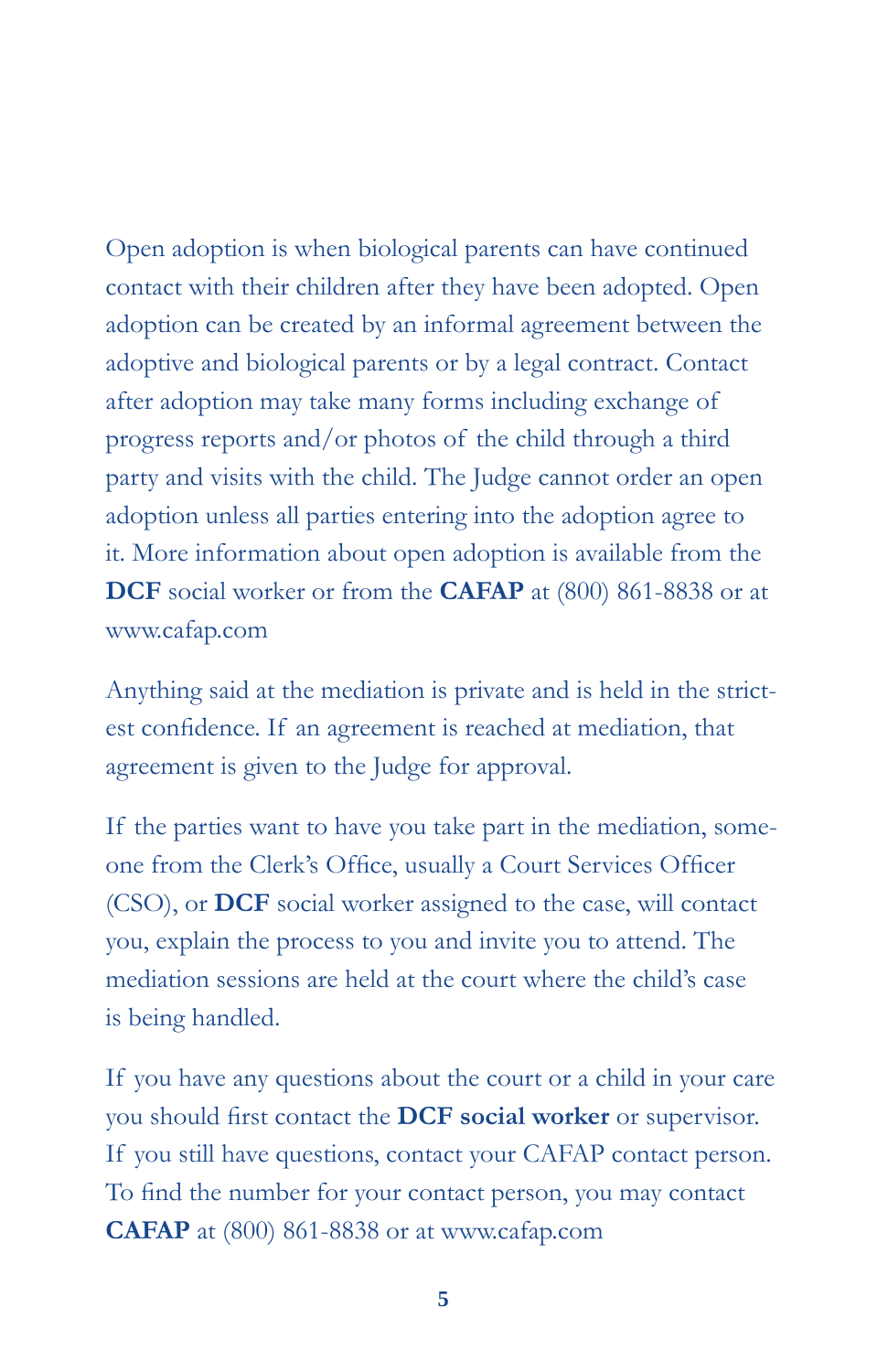Open adoption is when biological parents can have continued contact with their children after they have been adopted. Open adoption can be created by an informal agreement between the adoptive and biological parents or by a legal contract. Contact after adoption may take many forms including exchange of progress reports and/or photos of the child through a third party and visits with the child. The Judge cannot order an open adoption unless all parties entering into the adoption agree to it. More information about open adoption is available from the **DCF** social worker or from the **CAFAP** at (800) 861-8838 or at www.cafap.com

Anything said at the mediation is private and is held in the strictest confidence. If an agreement is reached at mediation, that agreement is given to the Judge for approval.

If the parties want to have you take part in the mediation, someone from the Clerk's Office, usually a Court Services Officer (CSO), or **DCF** social worker assigned to the case, will contact you, explain the process to you and invite you to attend. The mediation sessions are held at the court where the child's case is being handled.

If you have any questions about the court or a child in your care you should first contact the **DCF social worker** or supervisor. If you still have questions, contact your CAFAP contact person. To find the number for your contact person, you may contact **CAFAP** at (800) 861-8838 or at www.cafap.com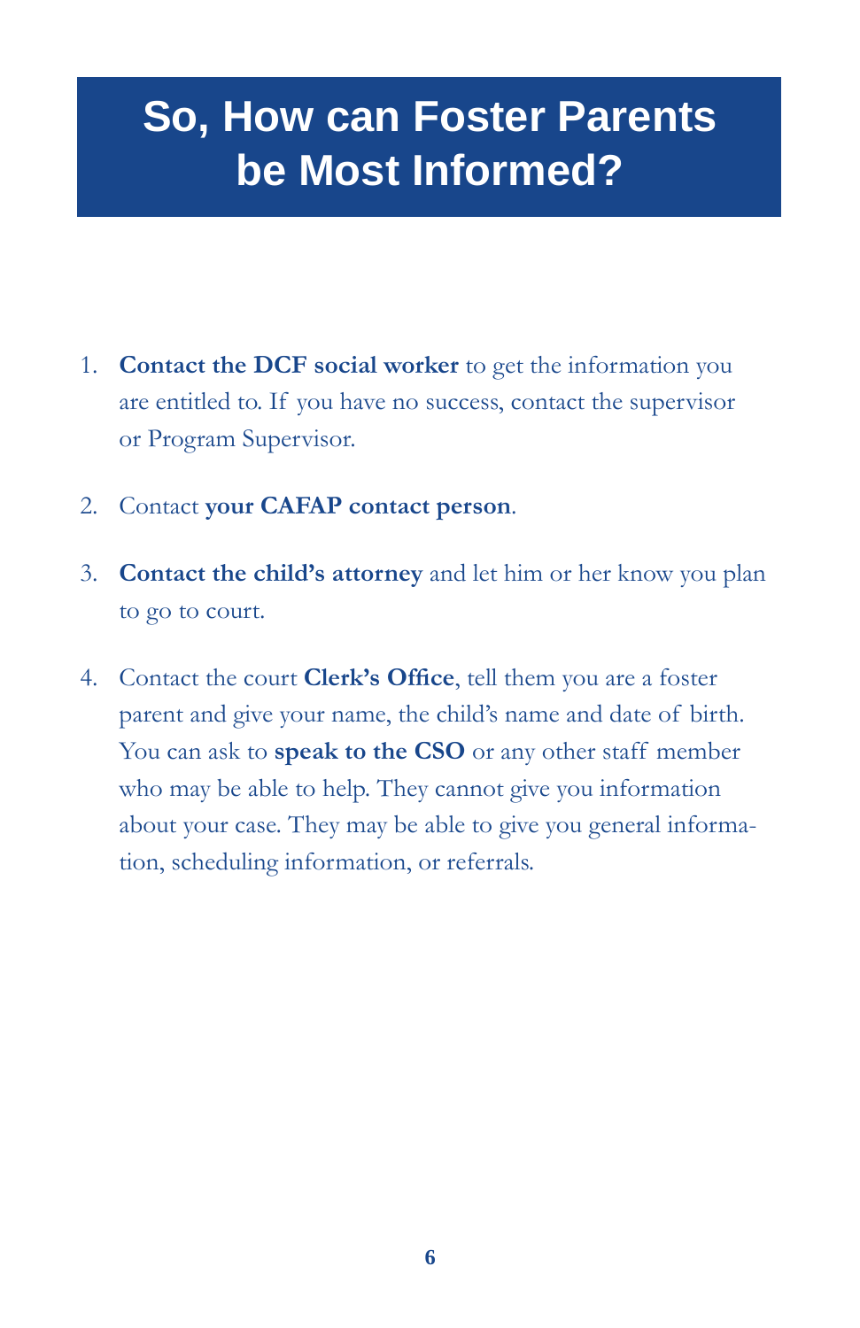# So, How can Foster Parents be Most Informed?

1. **Contact the DCF social worker** to get the information you are entitled to. If you have no success, contact the supervisor or Program Supervisor.

2. Contact **your CAFAP contact person**.

3. **Contact the child's attorney** and let him or her know you plan to go to court.

4. Contact the court **Clerk's Office**, tell them you are a foster parent and give your name, the child's name and date of birth. You can ask to **speak to the CSO** or any other staff member who may be able to help. They cannot give you information about your case. They may be able to give you general information, scheduling information, or referrals.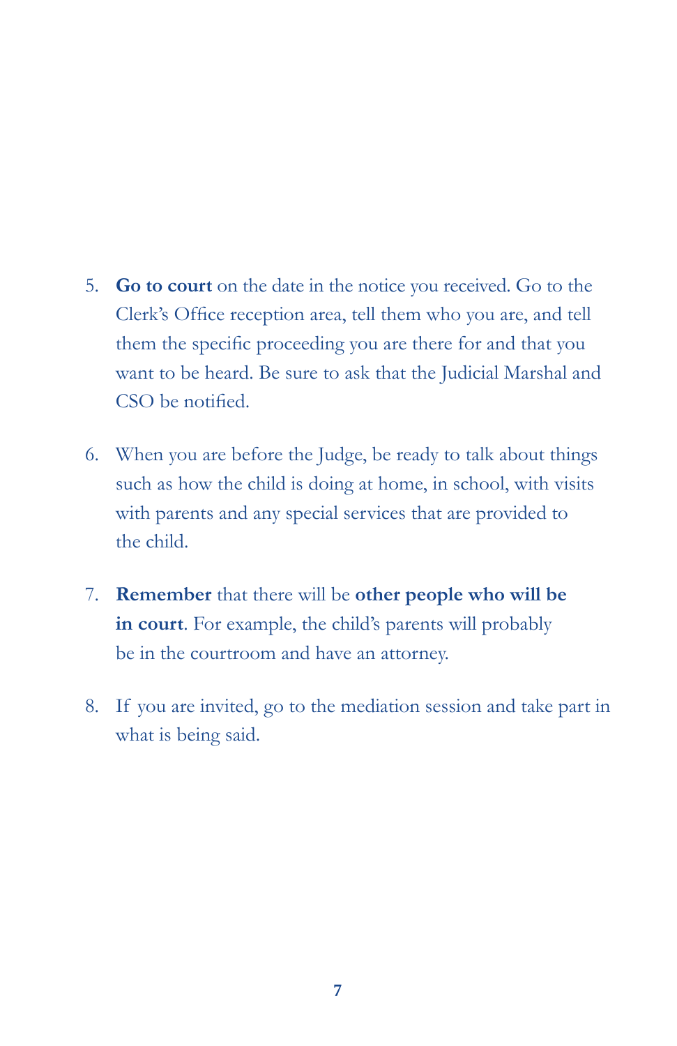5. **Go to court** on the date in the notice you received. Go to the Clerk's Office reception area, tell them who you are, and tell them the specific proceeding you are there for and that you want to be heard. Be sure to ask that the Judicial Marshal and CSO be notified.

6. When you are before the Judge, be ready to talk about things such as how the child is doing at home, in school, with visits with parents and any special services that are provided to the child.

7. **Remember** that there will be **other people who will be in court**. For example, the child's parents will probably be in the courtroom and have an attorney.

8. If you are invited, go to the mediation session and take part in what is being said.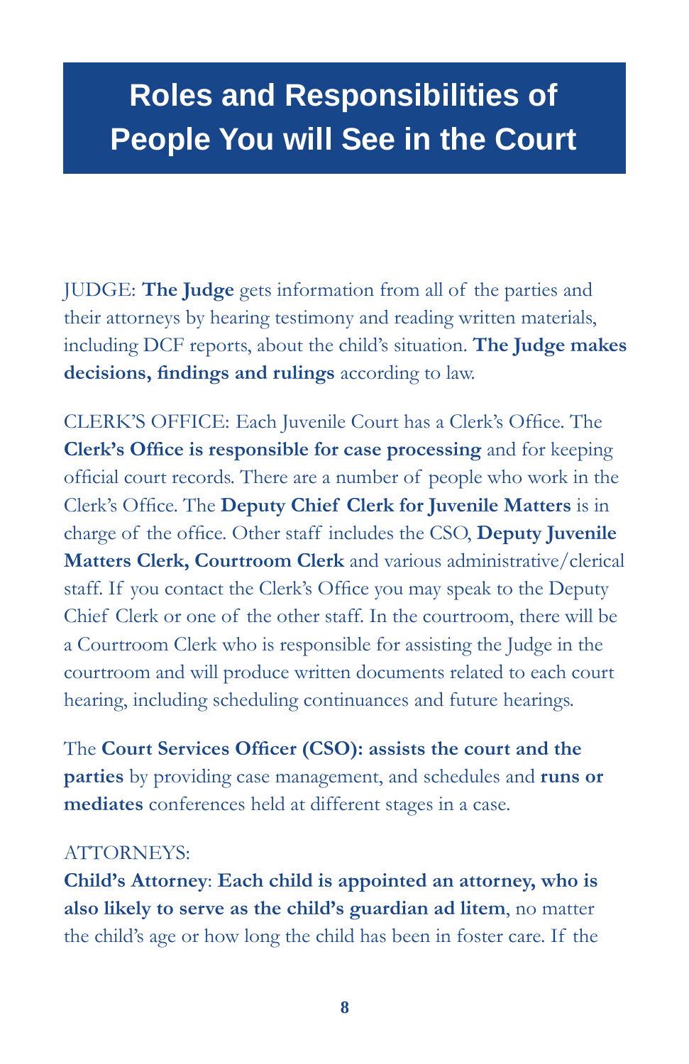# Roles and Responsibilities of People You will See in the Court

JUDGE: **The Judge** gets information from all of the parties and their attorneys by hearing testimony and reading written materials, including DCF reports, about the child's situation. **The Judge makes decisions, findings and rulings** according to law.

CLERK'S OFFICE: Each Juvenile Court has a Clerk's Office. The **Clerk's Office is responsible for case processing** and for keeping official court records. There are a number of people who work in the Clerk's Office. The **Deputy Chief Clerk for Juvenile Matters** is in charge of the office. Other staff includes the CSO, **Deputy Juvenile Matters Clerk, Courtroom Clerk** and various administrative/clerical staff. If you contact the Clerk's Office you may speak to the Deputy Chief Clerk or one of the other staff. In the courtroom, there will be a Courtroom Clerk who is responsible for assisting the Judge in the courtroom and will produce written documents related to each court hearing, including scheduling continuances and future hearings.

The **Court Services Officer (CSO): assists the court and the parties** by providing case management, and schedules and **runs or mediates** conferences held at different stages in a case.

ATTORNEYS:

**Child's Attorney**: **Each child is appointed an attorney, who is also likely to serve as the child's guardian ad litem**, no matter the child's age or how long the child has been in foster care. If the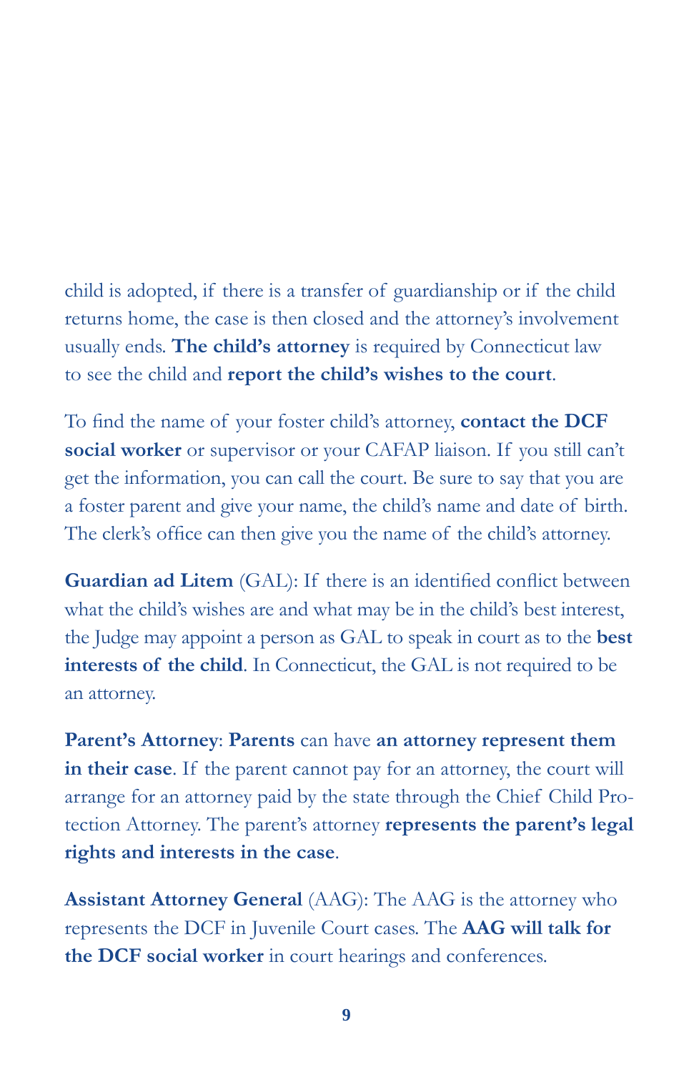child is adopted, if there is a transfer of guardianship or if the child returns home, the case is then closed and the attorney's involvement usually ends. **The child's attorney** is required by Connecticut law to see the child and **report the child's wishes to the court**.

To find the name of your foster child's attorney, **contact the DCF social worker** or supervisor or your CAFAP liaison. If you still can't get the information, you can call the court. Be sure to say that you are a foster parent and give your name, the child's name and date of birth. The clerk's office can then give you the name of the child's attorney.

**Guardian ad Litem** (GAL): If there is an identified conflict between what the child's wishes are and what may be in the child's best interest, the Judge may appoint a person as GAL to speak in court as to the **best interests of the child**. In Connecticut, the GAL is not required to be an attorney.

**Parent's Attorney**: **Parents** can have **an attorney represent them in their case**. If the parent cannot pay for an attorney, the court will arrange for an attorney paid by the state through the Chief Child Protection Attorney. The parent's attorney **represents the parent's legal rights and interests in the case**.

**Assistant Attorney General** (AAG): The AAG is the attorney who represents the DCF in Juvenile Court cases. The **AAG will talk for the DCF social worker** in court hearings and conferences.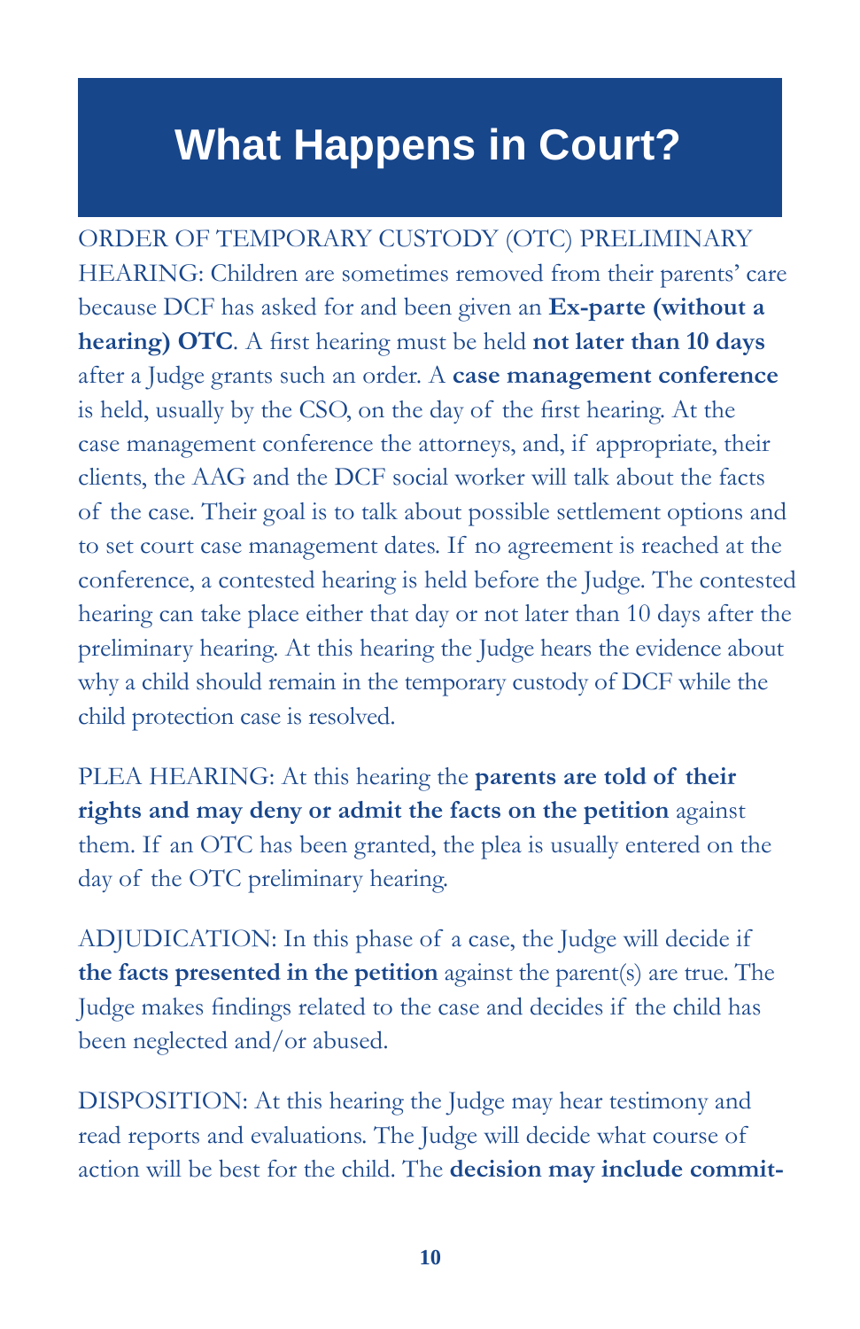# What Happens in Court?

ORDER OF TEMPORARY CUSTODY (OTC) PRELIMINARY HEARING: Children are sometimes removed from their parents' care because DCF has asked for and been given an **Ex-parte (without a hearing) OTC**. A first hearing must be held **not later than 10 days** after a Judge grants such an order. A **case management conference** is held, usually by the CSO, on the day of the first hearing. At the case management conference the attorneys, and, if appropriate, their clients, the AAG and the DCF social worker will talk about the facts of the case. Their goal is to talk about possible settlement options and to set court case management dates. If no agreement is reached at the conference, a contested hearing is held before the Judge. The contested hearing can take place either that day or not later than 10 days after the preliminary hearing. At this hearing the Judge hears the evidence about why a child should remain in the temporary custody of DCF while the child protection case is resolved.

PLEA HEARING: At this hearing the **parents are told of their rights and may deny or admit the facts on the petition** against them. If an OTC has been granted, the plea is usually entered on the day of the OTC preliminary hearing.

ADJUDICATION: In this phase of a case, the Judge will decide if **the facts presented in the petition** against the parent(s) are true. The Judge makes findings related to the case and decides if the child has been neglected and/or abused.

DISPOSITION: At this hearing the Judge may hear testimony and read reports and evaluations. The Judge will decide what course of action will be best for the child. The **decision may include commit-**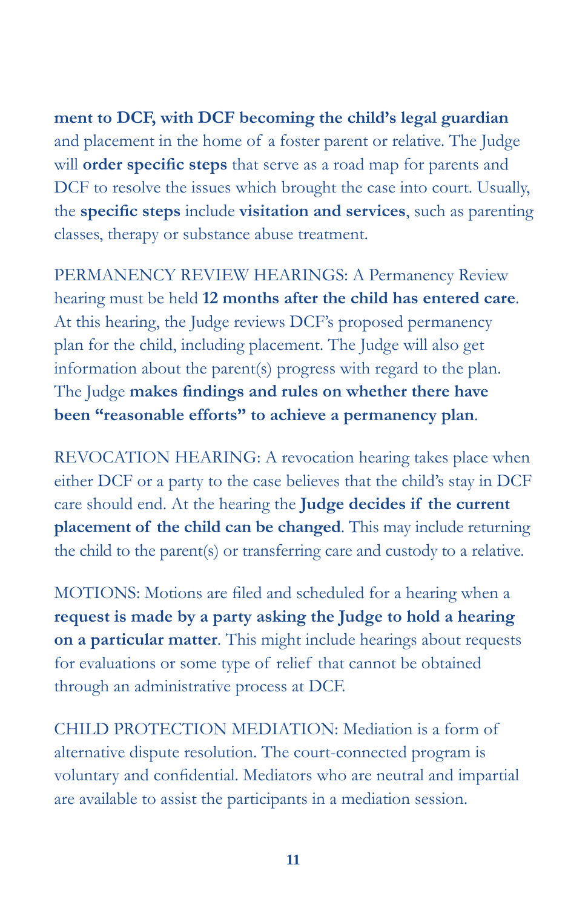**ment to DCF, with DCF becoming the child's legal guardian** and placement in the home of a foster parent or relative. The Judge will **order specific steps** that serve as a road map for parents and DCF to resolve the issues which brought the case into court. Usually, the **specific steps** include **visitation and services**, such as parenting classes, therapy or substance abuse treatment.

PERMANENCY REVIEW HEARINGS: A Permanency Review hearing must be held **12 months after the child has entered care**. At this hearing, the Judge reviews DCF's proposed permanency plan for the child, including placement. The Judge will also get information about the parent(s) progress with regard to the plan. The Judge **makes findings and rules on whether there have been "reasonable efforts" to achieve a permanency plan**.

REVOCATION HEARING: A revocation hearing takes place when either DCF or a party to the case believes that the child's stay in DCF care should end. At the hearing the **Judge decides if the current placement of the child can be changed**. This may include returning the child to the parent(s) or transferring care and custody to a relative.

MOTIONS: Motions are filed and scheduled for a hearing when a **request is made by a party asking the Judge to hold a hearing on a particular matter**. This might include hearings about requests for evaluations or some type of relief that cannot be obtained through an administrative process at DCF.

CHILD PROTECTION MEDIATION: Mediation is a form of alternative dispute resolution. The court-connected program is voluntary and confidential. Mediators who are neutral and impartial are available to assist the participants in a mediation session.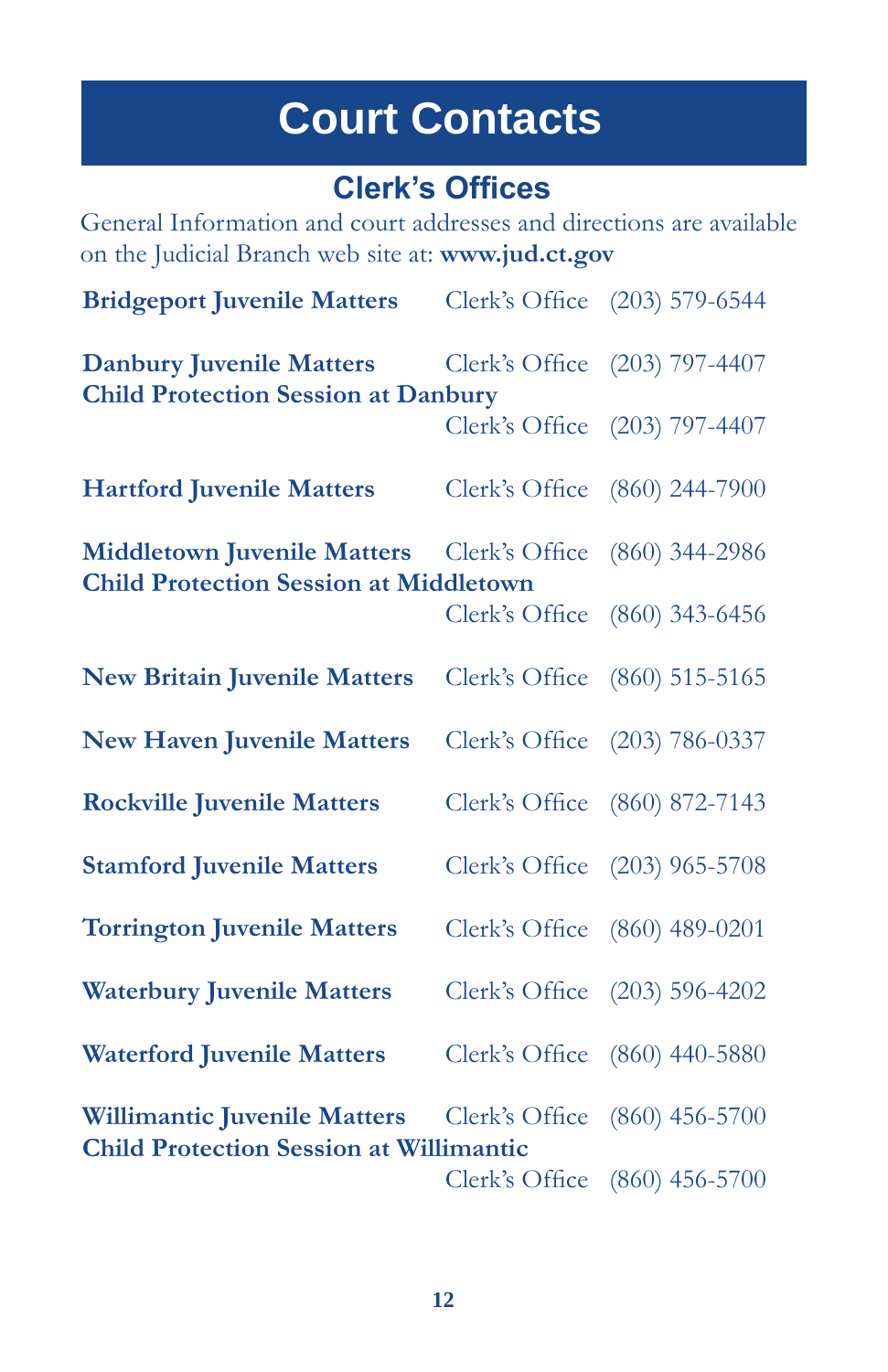# Court Contacts

## Clerk's Offices

General Information and court addresses and directions are available on the Judicial Branch web site at: **www.jud.ct.gov**

| | | |
|---|---|---|
| **Bridgeport Juvenile Matters** | Clerk's Office | (203) 579-6544 |
| **Danbury Juvenile Matters** | Clerk's Office | (203) 797-4407 |
| **Child Protection Session at Danbury** | Clerk's Office | (203) 797-4407 |
| **Hartford Juvenile Matters** | Clerk's Office | (860) 244-7900 |
| **Middletown Juvenile Matters** | Clerk's Office | (860) 344-2986 |
| **Child Protection Session at Middletown** | Clerk's Office | (860) 343-6456 |
| **New Britain Juvenile Matters** | Clerk's Office | (860) 515-5165 |
| **New Haven Juvenile Matters** | Clerk's Office | (203) 786-0337 |
| **Rockville Juvenile Matters** | Clerk's Office | (860) 872-7143 |
| **Stamford Juvenile Matters** | Clerk's Office | (203) 965-5708 |
| **Torrington Juvenile Matters** | Clerk's Office | (860) 489-0201 |
| **Waterbury Juvenile Matters** | Clerk's Office | (203) 596-4202 |
| **Waterford Juvenile Matters** | Clerk's Office | (860) 440-5880 |
| **Willimantic Juvenile Matters** | Clerk's Office | (860) 456-5700 |
| **Child Protection Session at Willimantic** | Clerk's Office | (860) 456-5700 |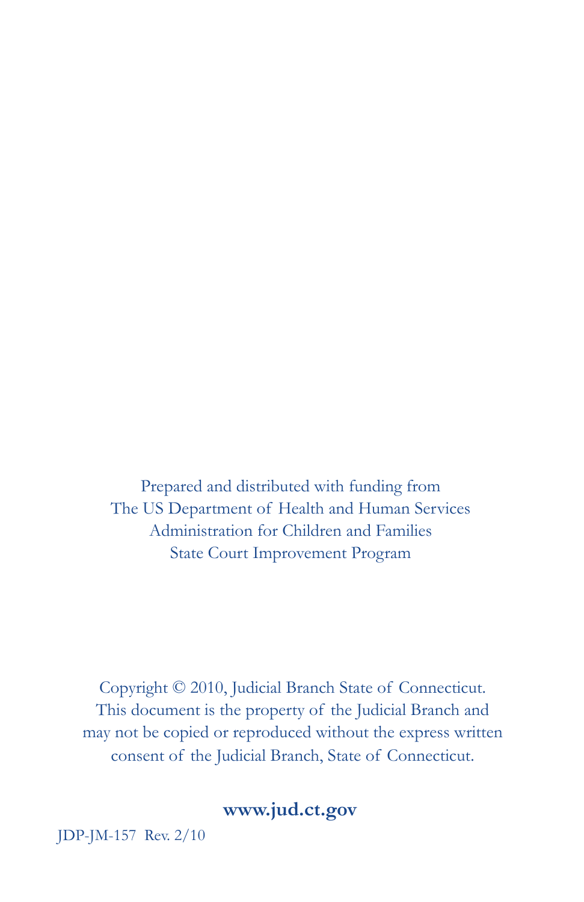Prepared and distributed with funding from
The US Department of Health and Human Services
Administration for Children and Families
State Court Improvement Program

Copyright © 2010, Judicial Branch State of Connecticut.
This document is the property of the Judicial Branch and
may not be copied or reproduced without the express written
consent of the Judicial Branch, State of Connecticut.

**www.jud.ct.gov**

JDP-JM-157 Rev. 2/10